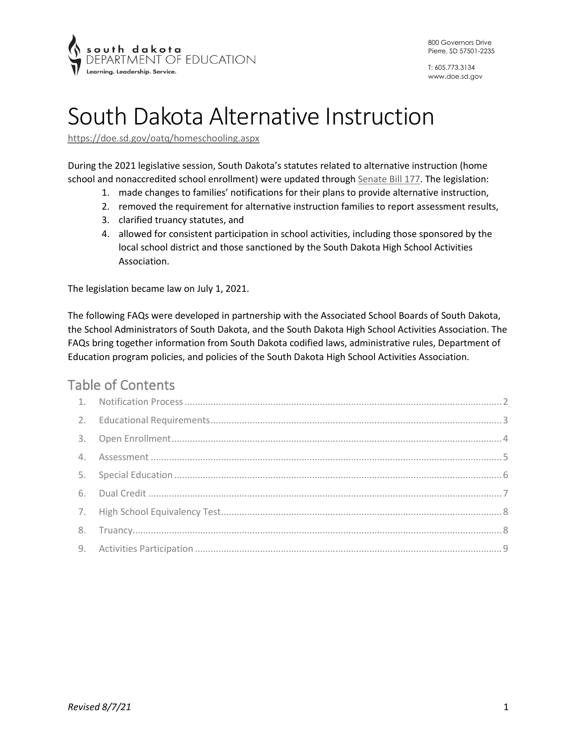south dakota
DEPARTMENT OF EDUCATION
Learning. Leadership. Service.

800 Governors Drive
Pierre, SD 57501-2235

T: 605.773.3134
www.doe.sd.gov

# South Dakota Alternative Instruction

https://doe.sd.gov/oatq/homeschooling.aspx

During the 2021 legislative session, South Dakota's statutes related to alternative instruction (home school and nonaccredited school enrollment) were updated through Senate Bill 177. The legislation:

1. made changes to families' notifications for their plans to provide alternative instruction,
2. removed the requirement for alternative instruction families to report assessment results,
3. clarified truancy statutes, and
4. allowed for consistent participation in school activities, including those sponsored by the local school district and those sanctioned by the South Dakota High School Activities Association.

The legislation became law on July 1, 2021.

The following FAQs were developed in partnership with the Associated School Boards of South Dakota, the School Administrators of South Dakota, and the South Dakota High School Activities Association. The FAQs bring together information from South Dakota codified laws, administrative rules, Department of Education program policies, and policies of the South Dakota High School Activities Association.

## Table of Contents

1. Notification Process ........ 2
2. Educational Requirements ........ 3
3. Open Enrollment ........ 4
4. Assessment ........ 5
5. Special Education ........ 6
6. Dual Credit ........ 7
7. High School Equivalency Test ........ 8
8. Truancy ........ 8
9. Activities Participation ........ 9

*Revised 8/7/21*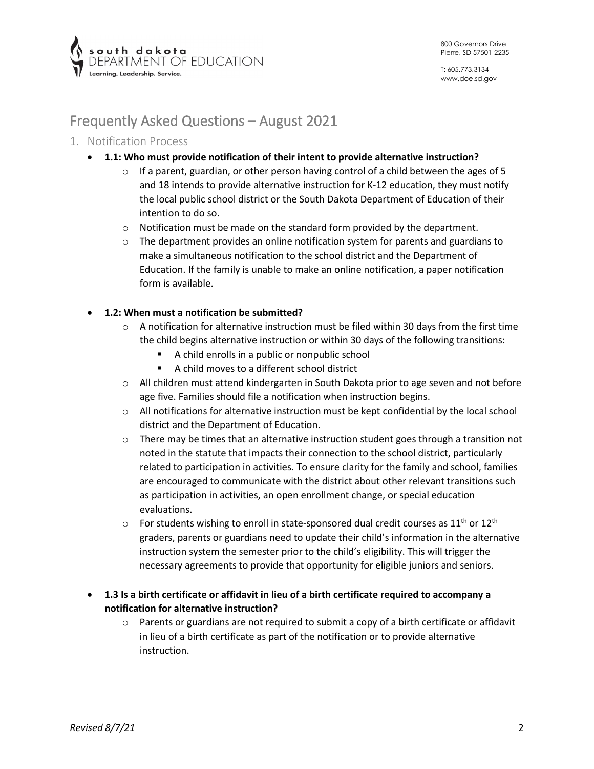# Frequently Asked Questions – August 2021

## 1. Notification Process

- **1.1: Who must provide notification of their intent to provide alternative instruction?**
  - If a parent, guardian, or other person having control of a child between the ages of 5 and 18 intends to provide alternative instruction for K-12 education, they must notify the local public school district or the South Dakota Department of Education of their intention to do so.
  - Notification must be made on the standard form provided by the department.
  - The department provides an online notification system for parents and guardians to make a simultaneous notification to the school district and the Department of Education. If the family is unable to make an online notification, a paper notification form is available.

- **1.2: When must a notification be submitted?**
  - A notification for alternative instruction must be filed within 30 days from the first time the child begins alternative instruction or within 30 days of the following transitions:
    - A child enrolls in a public or nonpublic school
    - A child moves to a different school district
  - All children must attend kindergarten in South Dakota prior to age seven and not before age five. Families should file a notification when instruction begins.
  - All notifications for alternative instruction must be kept confidential by the local school district and the Department of Education.
  - There may be times that an alternative instruction student goes through a transition not noted in the statute that impacts their connection to the school district, particularly related to participation in activities. To ensure clarity for the family and school, families are encouraged to communicate with the district about other relevant transitions such as participation in activities, an open enrollment change, or special education evaluations.
  - For students wishing to enroll in state-sponsored dual credit courses as 11th or 12th graders, parents or guardians need to update their child's information in the alternative instruction system the semester prior to the child's eligibility. This will trigger the necessary agreements to provide that opportunity for eligible juniors and seniors.

- **1.3 Is a birth certificate or affidavit in lieu of a birth certificate required to accompany a notification for alternative instruction?**
  - Parents or guardians are not required to submit a copy of a birth certificate or affidavit in lieu of a birth certificate as part of the notification or to provide alternative instruction.

*Revised 8/7/21*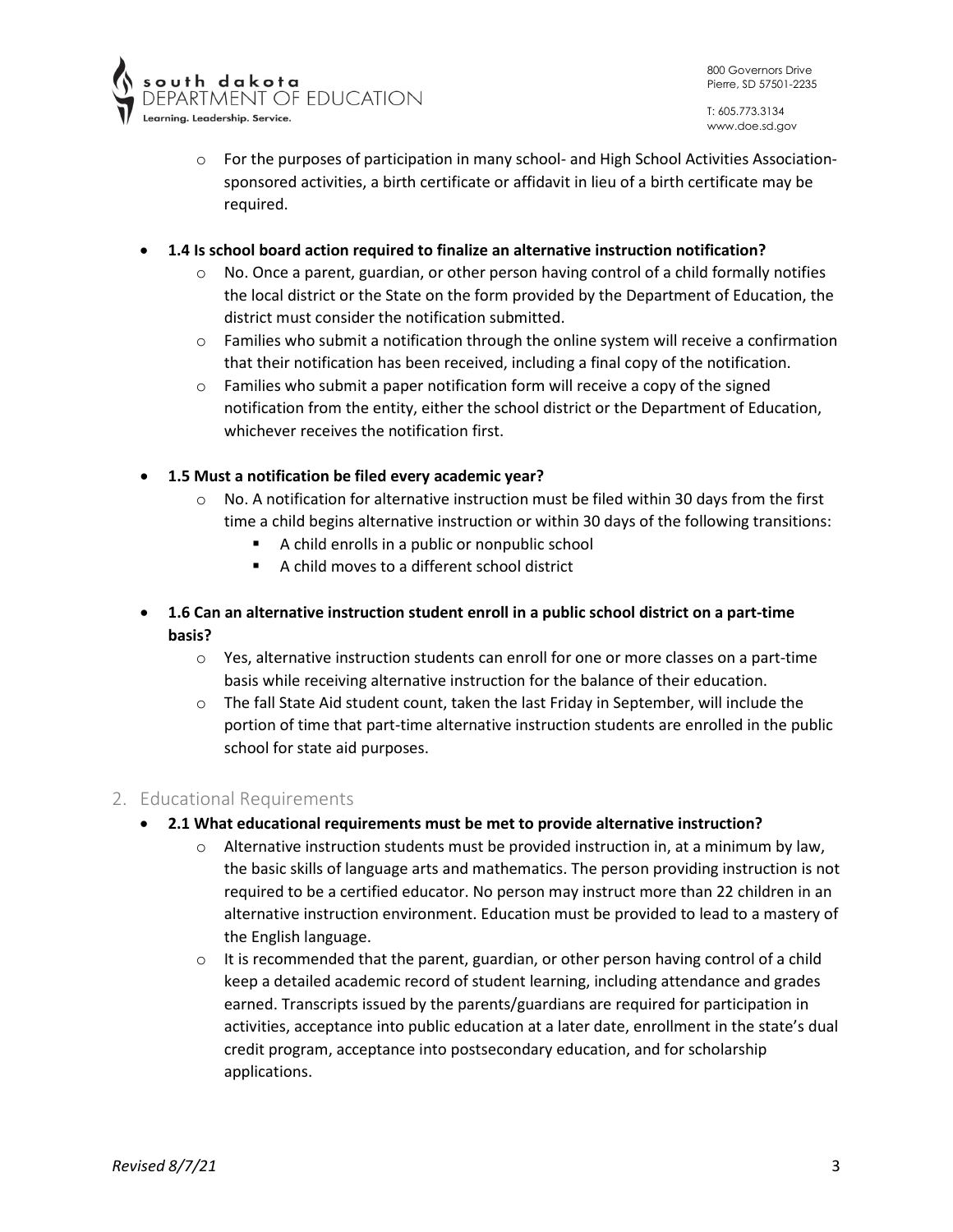- For the purposes of participation in many school- and High School Activities Association-sponsored activities, a birth certificate or affidavit in lieu of a birth certificate may be required.

- **1.4 Is school board action required to finalize an alternative instruction notification?**
   - No. Once a parent, guardian, or other person having control of a child formally notifies the local district or the State on the form provided by the Department of Education, the district must consider the notification submitted.
   - Families who submit a notification through the online system will receive a confirmation that their notification has been received, including a final copy of the notification.
   - Families who submit a paper notification form will receive a copy of the signed notification from the entity, either the school district or the Department of Education, whichever receives the notification first.

- **1.5 Must a notification be filed every academic year?**
   - No. A notification for alternative instruction must be filed within 30 days from the first time a child begins alternative instruction or within 30 days of the following transitions:
      - A child enrolls in a public or nonpublic school
      - A child moves to a different school district

- **1.6 Can an alternative instruction student enroll in a public school district on a part-time basis?**
   - Yes, alternative instruction students can enroll for one or more classes on a part-time basis while receiving alternative instruction for the balance of their education.
   - The fall State Aid student count, taken the last Friday in September, will include the portion of time that part-time alternative instruction students are enrolled in the public school for state aid purposes.

## 2. Educational Requirements

- **2.1 What educational requirements must be met to provide alternative instruction?**
   - Alternative instruction students must be provided instruction in, at a minimum by law, the basic skills of language arts and mathematics. The person providing instruction is not required to be a certified educator. No person may instruct more than 22 children in an alternative instruction environment. Education must be provided to lead to a mastery of the English language.
   - It is recommended that the parent, guardian, or other person having control of a child keep a detailed academic record of student learning, including attendance and grades earned. Transcripts issued by the parents/guardians are required for participation in activities, acceptance into public education at a later date, enrollment in the state's dual credit program, acceptance into postsecondary education, and for scholarship applications.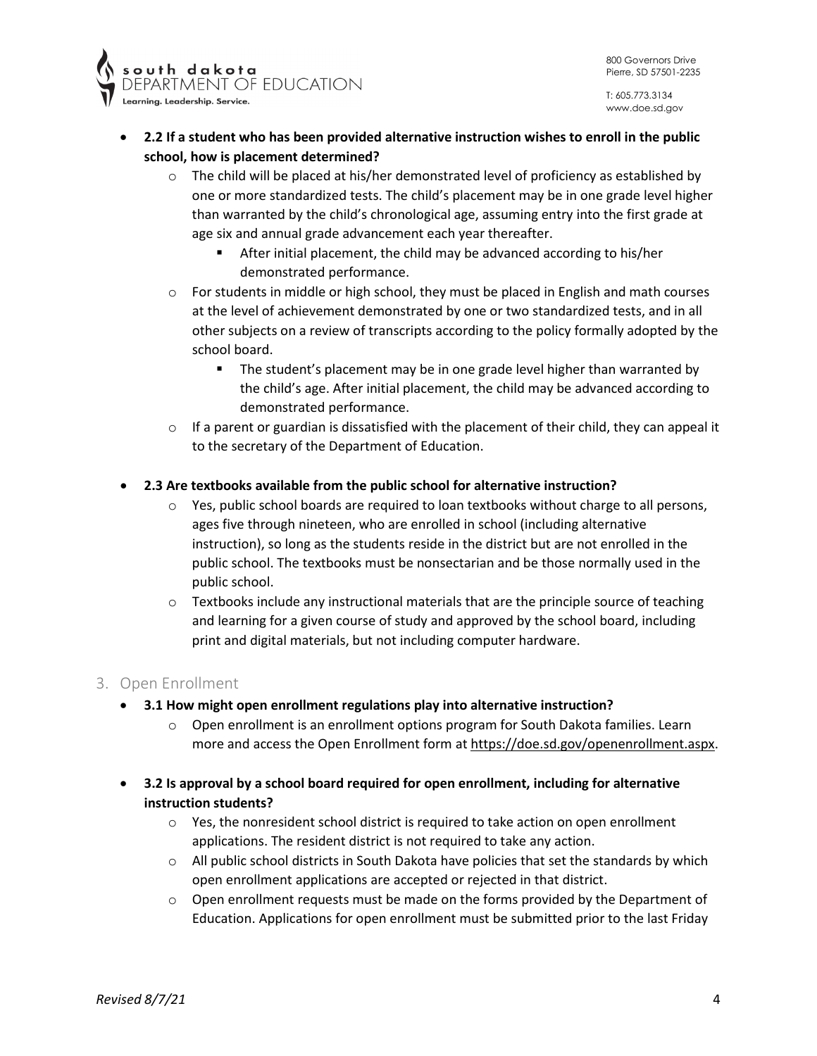- **2.2 If a student who has been provided alternative instruction wishes to enroll in the public school, how is placement determined?**
  - The child will be placed at his/her demonstrated level of proficiency as established by one or more standardized tests. The child's placement may be in one grade level higher than warranted by the child's chronological age, assuming entry into the first grade at age six and annual grade advancement each year thereafter.
    - After initial placement, the child may be advanced according to his/her demonstrated performance.
  - For students in middle or high school, they must be placed in English and math courses at the level of achievement demonstrated by one or two standardized tests, and in all other subjects on a review of transcripts according to the policy formally adopted by the school board.
    - The student's placement may be in one grade level higher than warranted by the child's age. After initial placement, the child may be advanced according to demonstrated performance.
  - If a parent or guardian is dissatisfied with the placement of their child, they can appeal it to the secretary of the Department of Education.

- **2.3 Are textbooks available from the public school for alternative instruction?**
  - Yes, public school boards are required to loan textbooks without charge to all persons, ages five through nineteen, who are enrolled in school (including alternative instruction), so long as the students reside in the district but are not enrolled in the public school. The textbooks must be nonsectarian and be those normally used in the public school.
  - Textbooks include any instructional materials that are the principle source of teaching and learning for a given course of study and approved by the school board, including print and digital materials, but not including computer hardware.

## 3. Open Enrollment

- **3.1 How might open enrollment regulations play into alternative instruction?**
  - Open enrollment is an enrollment options program for South Dakota families. Learn more and access the Open Enrollment form at https://doe.sd.gov/openenrollment.aspx.

- **3.2 Is approval by a school board required for open enrollment, including for alternative instruction students?**
  - Yes, the nonresident school district is required to take action on open enrollment applications. The resident district is not required to take any action.
  - All public school districts in South Dakota have policies that set the standards by which open enrollment applications are accepted or rejected in that district.
  - Open enrollment requests must be made on the forms provided by the Department of Education. Applications for open enrollment must be submitted prior to the last Friday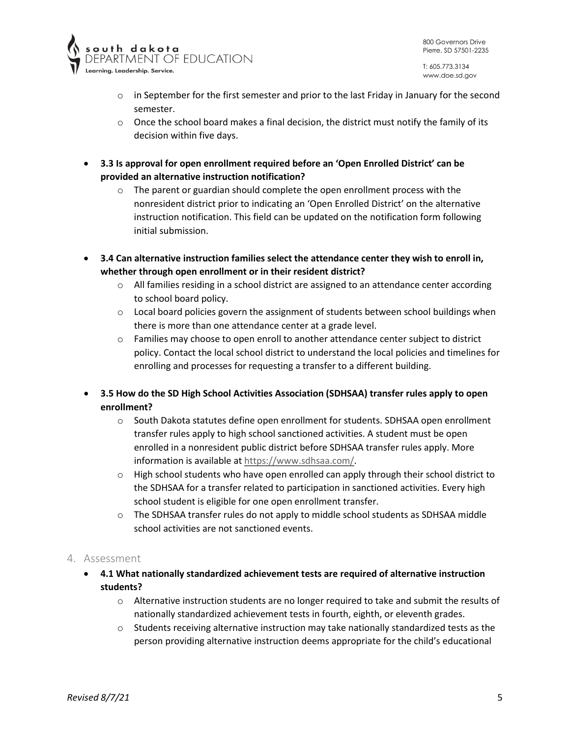- in September for the first semester and prior to the last Friday in January for the second semester.
  - Once the school board makes a final decision, the district must notify the family of its decision within five days.

- **3.3 Is approval for open enrollment required before an 'Open Enrolled District' can be provided an alternative instruction notification?**
  - The parent or guardian should complete the open enrollment process with the nonresident district prior to indicating an 'Open Enrolled District' on the alternative instruction notification. This field can be updated on the notification form following initial submission.

- **3.4 Can alternative instruction families select the attendance center they wish to enroll in, whether through open enrollment or in their resident district?**
  - All families residing in a school district are assigned to an attendance center according to school board policy.
  - Local board policies govern the assignment of students between school buildings when there is more than one attendance center at a grade level.
  - Families may choose to open enroll to another attendance center subject to district policy. Contact the local school district to understand the local policies and timelines for enrolling and processes for requesting a transfer to a different building.

- **3.5 How do the SD High School Activities Association (SDHSAA) transfer rules apply to open enrollment?**
  - South Dakota statutes define open enrollment for students. SDHSAA open enrollment transfer rules apply to high school sanctioned activities. A student must be open enrolled in a nonresident public district before SDHSAA transfer rules apply. More information is available at https://www.sdhsaa.com/.
  - High school students who have open enrolled can apply through their school district to the SDHSAA for a transfer related to participation in sanctioned activities. Every high school student is eligible for one open enrollment transfer.
  - The SDHSAA transfer rules do not apply to middle school students as SDHSAA middle school activities are not sanctioned events.

## 4. Assessment

- **4.1 What nationally standardized achievement tests are required of alternative instruction students?**
  - Alternative instruction students are no longer required to take and submit the results of nationally standardized achievement tests in fourth, eighth, or eleventh grades.
  - Students receiving alternative instruction may take nationally standardized tests as the person providing alternative instruction deems appropriate for the child's educational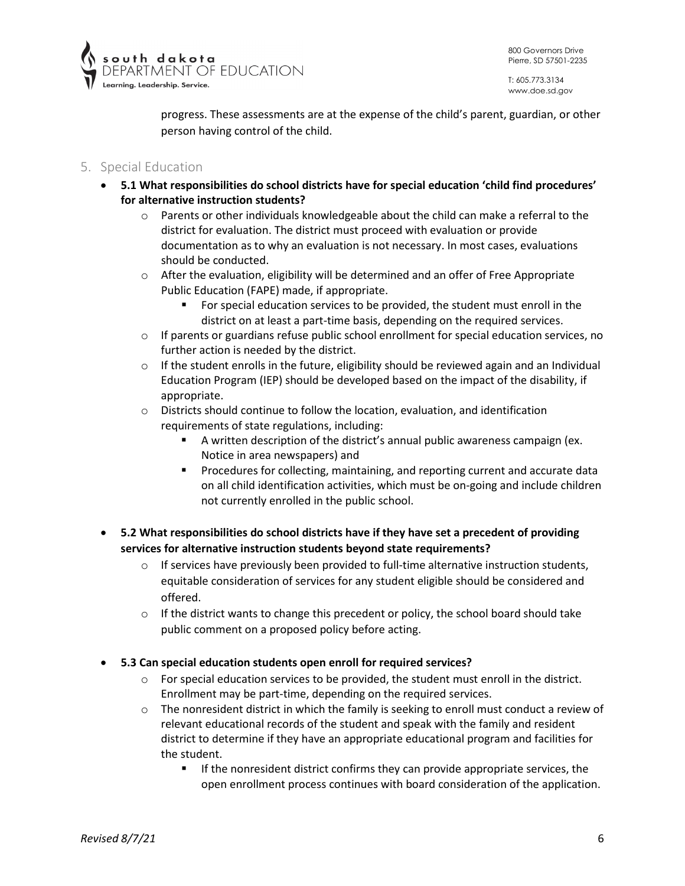progress. These assessments are at the expense of the child's parent, guardian, or other person having control of the child.

## 5. Special Education

- **5.1 What responsibilities do school districts have for special education 'child find procedures' for alternative instruction students?**
  - Parents or other individuals knowledgeable about the child can make a referral to the district for evaluation. The district must proceed with evaluation or provide documentation as to why an evaluation is not necessary. In most cases, evaluations should be conducted.
  - After the evaluation, eligibility will be determined and an offer of Free Appropriate Public Education (FAPE) made, if appropriate.
    - For special education services to be provided, the student must enroll in the district on at least a part-time basis, depending on the required services.
  - If parents or guardians refuse public school enrollment for special education services, no further action is needed by the district.
  - If the student enrolls in the future, eligibility should be reviewed again and an Individual Education Program (IEP) should be developed based on the impact of the disability, if appropriate.
  - Districts should continue to follow the location, evaluation, and identification requirements of state regulations, including:
    - A written description of the district's annual public awareness campaign (ex. Notice in area newspapers) and
    - Procedures for collecting, maintaining, and reporting current and accurate data on all child identification activities, which must be on-going and include children not currently enrolled in the public school.

- **5.2 What responsibilities do school districts have if they have set a precedent of providing services for alternative instruction students beyond state requirements?**
  - If services have previously been provided to full-time alternative instruction students, equitable consideration of services for any student eligible should be considered and offered.
  - If the district wants to change this precedent or policy, the school board should take public comment on a proposed policy before acting.

- **5.3 Can special education students open enroll for required services?**
  - For special education services to be provided, the student must enroll in the district. Enrollment may be part-time, depending on the required services.
  - The nonresident district in which the family is seeking to enroll must conduct a review of relevant educational records of the student and speak with the family and resident district to determine if they have an appropriate educational program and facilities for the student.
    - If the nonresident district confirms they can provide appropriate services, the open enrollment process continues with board consideration of the application.

*Revised 8/7/21*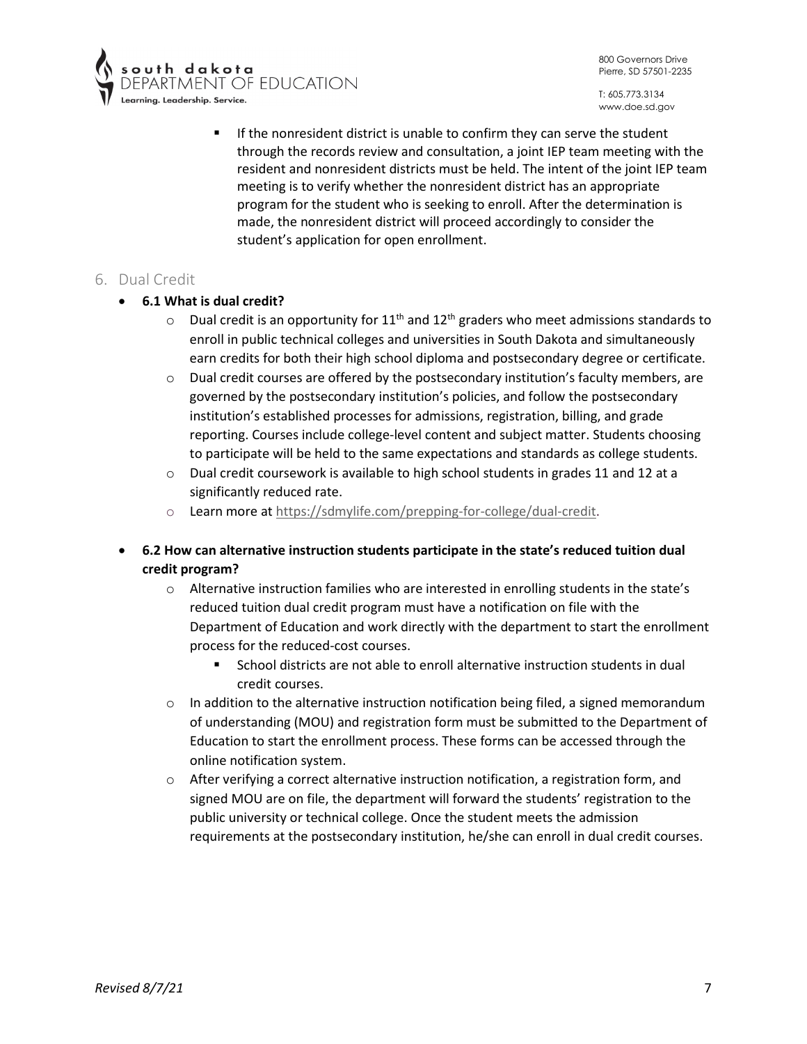- If the nonresident district is unable to confirm they can serve the student through the records review and consultation, a joint IEP team meeting with the resident and nonresident districts must be held. The intent of the joint IEP team meeting is to verify whether the nonresident district has an appropriate program for the student who is seeking to enroll. After the determination is made, the nonresident district will proceed accordingly to consider the student's application for open enrollment.

## 6. Dual Credit

- **6.1 What is dual credit?**
  - Dual credit is an opportunity for 11th and 12th graders who meet admissions standards to enroll in public technical colleges and universities in South Dakota and simultaneously earn credits for both their high school diploma and postsecondary degree or certificate.
  - Dual credit courses are offered by the postsecondary institution's faculty members, are governed by the postsecondary institution's policies, and follow the postsecondary institution's established processes for admissions, registration, billing, and grade reporting. Courses include college-level content and subject matter. Students choosing to participate will be held to the same expectations and standards as college students.
  - Dual credit coursework is available to high school students in grades 11 and 12 at a significantly reduced rate.
  - Learn more at https://sdmylife.com/prepping-for-college/dual-credit.

- **6.2 How can alternative instruction students participate in the state's reduced tuition dual credit program?**
  - Alternative instruction families who are interested in enrolling students in the state's reduced tuition dual credit program must have a notification on file with the Department of Education and work directly with the department to start the enrollment process for the reduced-cost courses.
    - School districts are not able to enroll alternative instruction students in dual credit courses.
  - In addition to the alternative instruction notification being filed, a signed memorandum of understanding (MOU) and registration form must be submitted to the Department of Education to start the enrollment process. These forms can be accessed through the online notification system.
  - After verifying a correct alternative instruction notification, a registration form, and signed MOU are on file, the department will forward the students' registration to the public university or technical college. Once the student meets the admission requirements at the postsecondary institution, he/she can enroll in dual credit courses.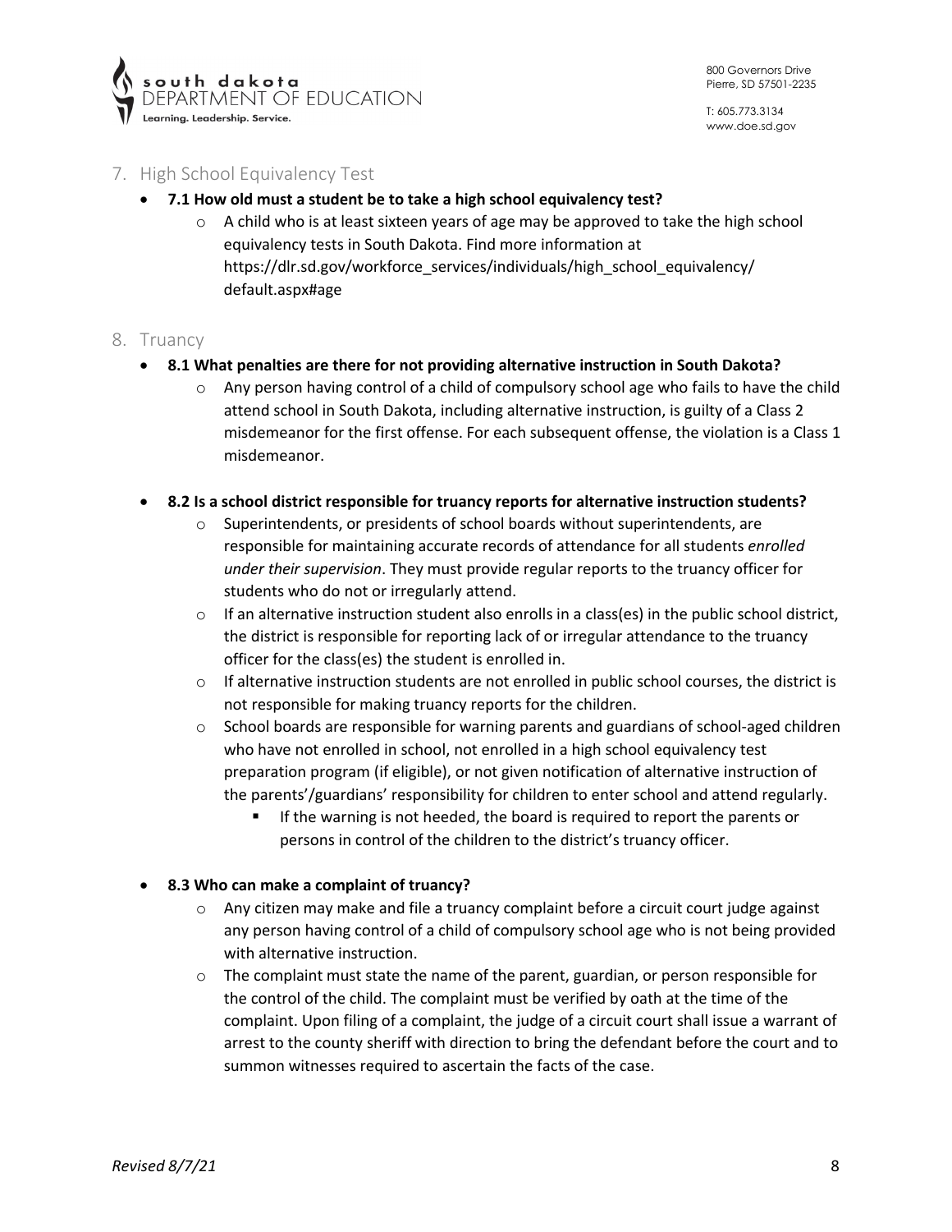## 7. High School Equivalency Test

- **7.1 How old must a student be to take a high school equivalency test?**
  - A child who is at least sixteen years of age may be approved to take the high school equivalency tests in South Dakota. Find more information at https://dlr.sd.gov/workforce_services/individuals/high_school_equivalency/default.aspx#age

## 8. Truancy

- **8.1 What penalties are there for not providing alternative instruction in South Dakota?**
  - Any person having control of a child of compulsory school age who fails to have the child attend school in South Dakota, including alternative instruction, is guilty of a Class 2 misdemeanor for the first offense. For each subsequent offense, the violation is a Class 1 misdemeanor.

- **8.2 Is a school district responsible for truancy reports for alternative instruction students?**
  - Superintendents, or presidents of school boards without superintendents, are responsible for maintaining accurate records of attendance for all students *enrolled under their supervision*. They must provide regular reports to the truancy officer for students who do not or irregularly attend.
  - If an alternative instruction student also enrolls in a class(es) in the public school district, the district is responsible for reporting lack of or irregular attendance to the truancy officer for the class(es) the student is enrolled in.
  - If alternative instruction students are not enrolled in public school courses, the district is not responsible for making truancy reports for the children.
  - School boards are responsible for warning parents and guardians of school-aged children who have not enrolled in school, not enrolled in a high school equivalency test preparation program (if eligible), or not given notification of alternative instruction of the parents'/guardians' responsibility for children to enter school and attend regularly.
    - If the warning is not heeded, the board is required to report the parents or persons in control of the children to the district's truancy officer.

- **8.3 Who can make a complaint of truancy?**
  - Any citizen may make and file a truancy complaint before a circuit court judge against any person having control of a child of compulsory school age who is not being provided with alternative instruction.
  - The complaint must state the name of the parent, guardian, or person responsible for the control of the child. The complaint must be verified by oath at the time of the complaint. Upon filing of a complaint, the judge of a circuit court shall issue a warrant of arrest to the county sheriff with direction to bring the defendant before the court and to summon witnesses required to ascertain the facts of the case.

*Revised 8/7/21*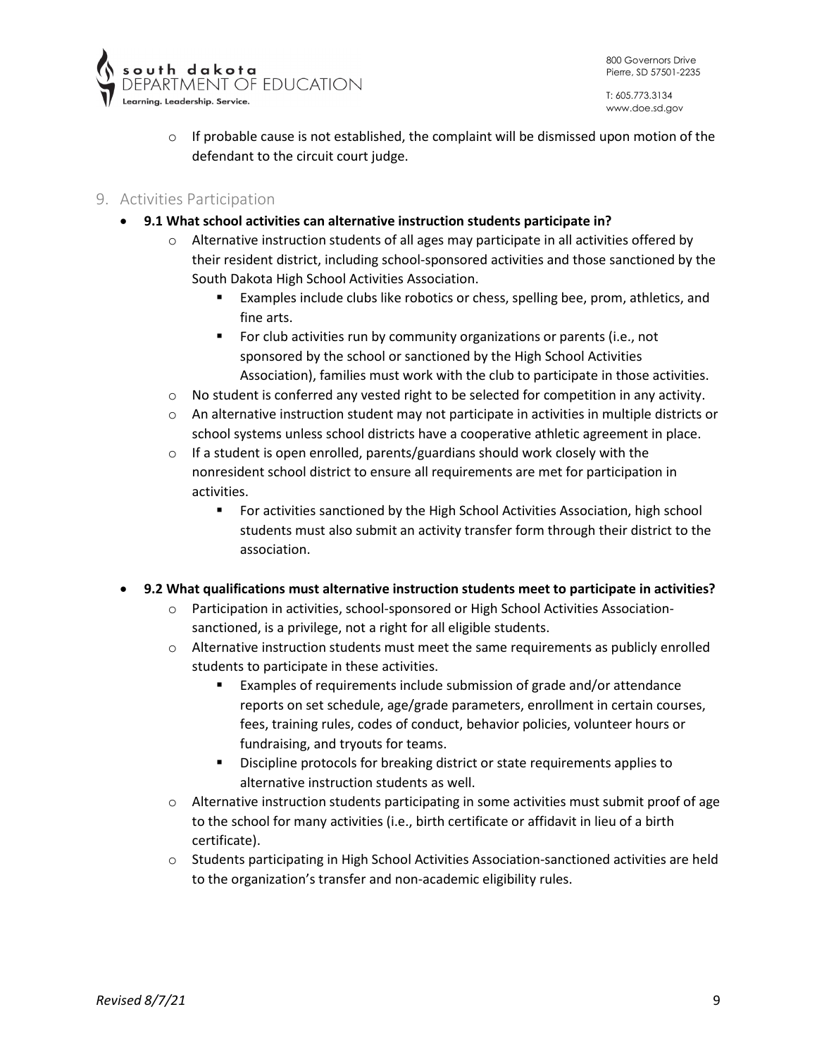- If probable cause is not established, the complaint will be dismissed upon motion of the defendant to the circuit court judge.

## 9. Activities Participation

- **9.1 What school activities can alternative instruction students participate in?**
  - Alternative instruction students of all ages may participate in all activities offered by their resident district, including school-sponsored activities and those sanctioned by the South Dakota High School Activities Association.
    - Examples include clubs like robotics or chess, spelling bee, prom, athletics, and fine arts.
    - For club activities run by community organizations or parents (i.e., not sponsored by the school or sanctioned by the High School Activities Association), families must work with the club to participate in those activities.
  - No student is conferred any vested right to be selected for competition in any activity.
  - An alternative instruction student may not participate in activities in multiple districts or school systems unless school districts have a cooperative athletic agreement in place.
  - If a student is open enrolled, parents/guardians should work closely with the nonresident school district to ensure all requirements are met for participation in activities.
    - For activities sanctioned by the High School Activities Association, high school students must also submit an activity transfer form through their district to the association.

- **9.2 What qualifications must alternative instruction students meet to participate in activities?**
  - Participation in activities, school-sponsored or High School Activities Association-sanctioned, is a privilege, not a right for all eligible students.
  - Alternative instruction students must meet the same requirements as publicly enrolled students to participate in these activities.
    - Examples of requirements include submission of grade and/or attendance reports on set schedule, age/grade parameters, enrollment in certain courses, fees, training rules, codes of conduct, behavior policies, volunteer hours or fundraising, and tryouts for teams.
    - Discipline protocols for breaking district or state requirements applies to alternative instruction students as well.
  - Alternative instruction students participating in some activities must submit proof of age to the school for many activities (i.e., birth certificate or affidavit in lieu of a birth certificate).
  - Students participating in High School Activities Association-sanctioned activities are held to the organization's transfer and non-academic eligibility rules.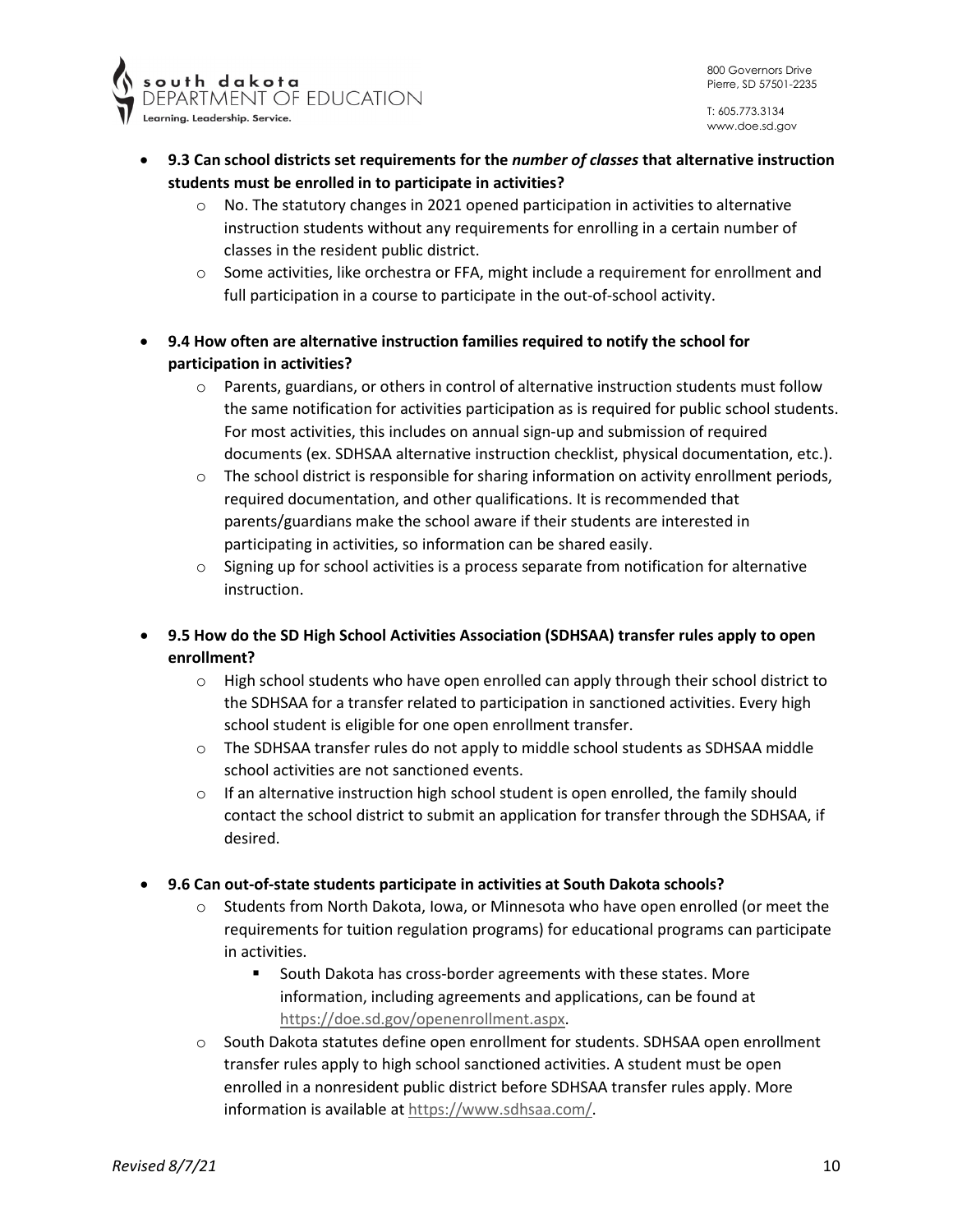- **9.3 Can school districts set requirements for the *number of classes* that alternative instruction students must be enrolled in to participate in activities?**
  - No. The statutory changes in 2021 opened participation in activities to alternative instruction students without any requirements for enrolling in a certain number of classes in the resident public district.
  - Some activities, like orchestra or FFA, might include a requirement for enrollment and full participation in a course to participate in the out-of-school activity.

- **9.4 How often are alternative instruction families required to notify the school for participation in activities?**
  - Parents, guardians, or others in control of alternative instruction students must follow the same notification for activities participation as is required for public school students. For most activities, this includes on annual sign-up and submission of required documents (ex. SDHSAA alternative instruction checklist, physical documentation, etc.).
  - The school district is responsible for sharing information on activity enrollment periods, required documentation, and other qualifications. It is recommended that parents/guardians make the school aware if their students are interested in participating in activities, so information can be shared easily.
  - Signing up for school activities is a process separate from notification for alternative instruction.

- **9.5 How do the SD High School Activities Association (SDHSAA) transfer rules apply to open enrollment?**
  - High school students who have open enrolled can apply through their school district to the SDHSAA for a transfer related to participation in sanctioned activities. Every high school student is eligible for one open enrollment transfer.
  - The SDHSAA transfer rules do not apply to middle school students as SDHSAA middle school activities are not sanctioned events.
  - If an alternative instruction high school student is open enrolled, the family should contact the school district to submit an application for transfer through the SDHSAA, if desired.

- **9.6 Can out-of-state students participate in activities at South Dakota schools?**
  - Students from North Dakota, Iowa, or Minnesota who have open enrolled (or meet the requirements for tuition regulation programs) for educational programs can participate in activities.
    - South Dakota has cross-border agreements with these states. More information, including agreements and applications, can be found at https://doe.sd.gov/openenrollment.aspx.
  - South Dakota statutes define open enrollment for students. SDHSAA open enrollment transfer rules apply to high school sanctioned activities. A student must be open enrolled in a nonresident public district before SDHSAA transfer rules apply. More information is available at https://www.sdhsaa.com/.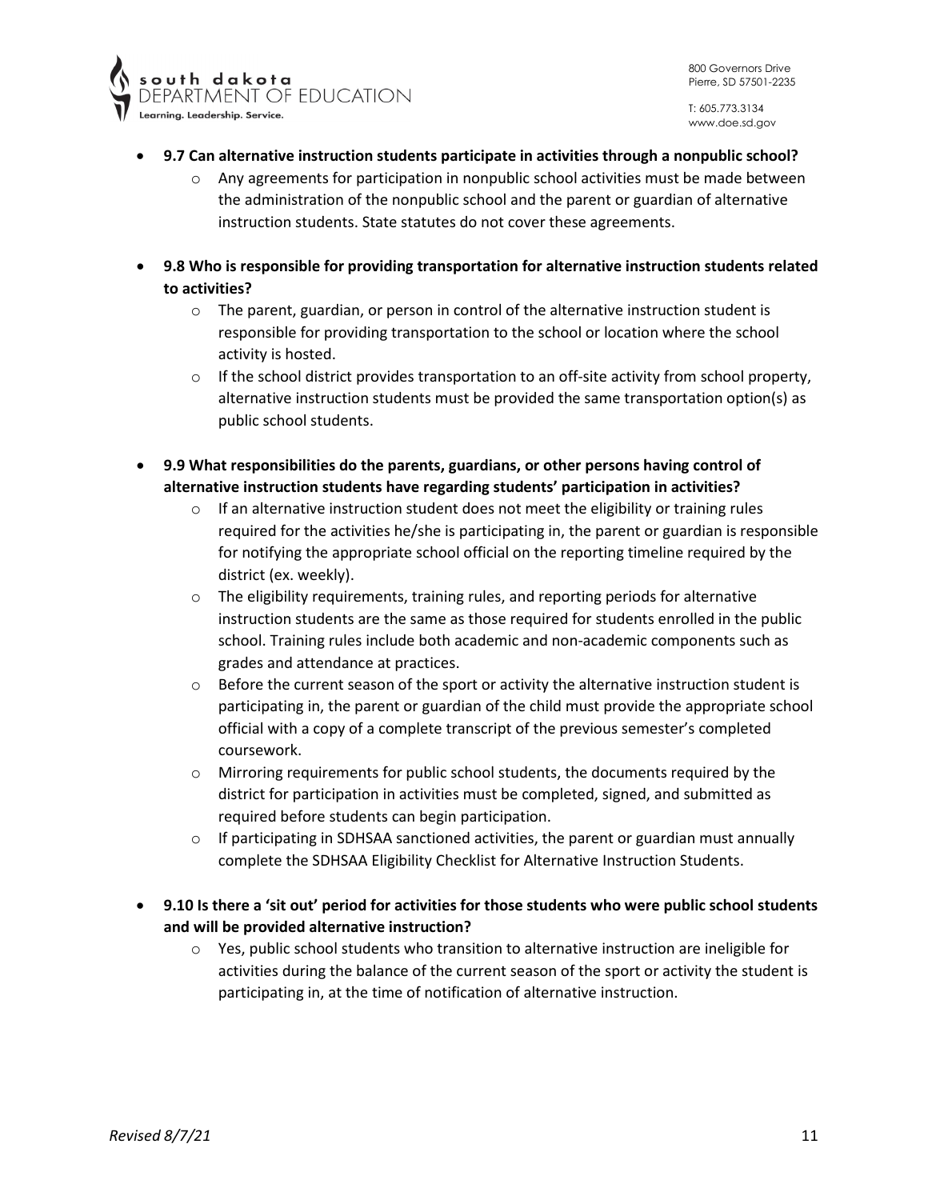- **9.7 Can alternative instruction students participate in activities through a nonpublic school?**
  - Any agreements for participation in nonpublic school activities must be made between the administration of the nonpublic school and the parent or guardian of alternative instruction students. State statutes do not cover these agreements.

- **9.8 Who is responsible for providing transportation for alternative instruction students related to activities?**
  - The parent, guardian, or person in control of the alternative instruction student is responsible for providing transportation to the school or location where the school activity is hosted.
  - If the school district provides transportation to an off-site activity from school property, alternative instruction students must be provided the same transportation option(s) as public school students.

- **9.9 What responsibilities do the parents, guardians, or other persons having control of alternative instruction students have regarding students' participation in activities?**
  - If an alternative instruction student does not meet the eligibility or training rules required for the activities he/she is participating in, the parent or guardian is responsible for notifying the appropriate school official on the reporting timeline required by the district (ex. weekly).
  - The eligibility requirements, training rules, and reporting periods for alternative instruction students are the same as those required for students enrolled in the public school. Training rules include both academic and non-academic components such as grades and attendance at practices.
  - Before the current season of the sport or activity the alternative instruction student is participating in, the parent or guardian of the child must provide the appropriate school official with a copy of a complete transcript of the previous semester's completed coursework.
  - Mirroring requirements for public school students, the documents required by the district for participation in activities must be completed, signed, and submitted as required before students can begin participation.
  - If participating in SDHSAA sanctioned activities, the parent or guardian must annually complete the SDHSAA Eligibility Checklist for Alternative Instruction Students.

- **9.10 Is there a 'sit out' period for activities for those students who were public school students and will be provided alternative instruction?**
  - Yes, public school students who transition to alternative instruction are ineligible for activities during the balance of the current season of the sport or activity the student is participating in, at the time of notification of alternative instruction.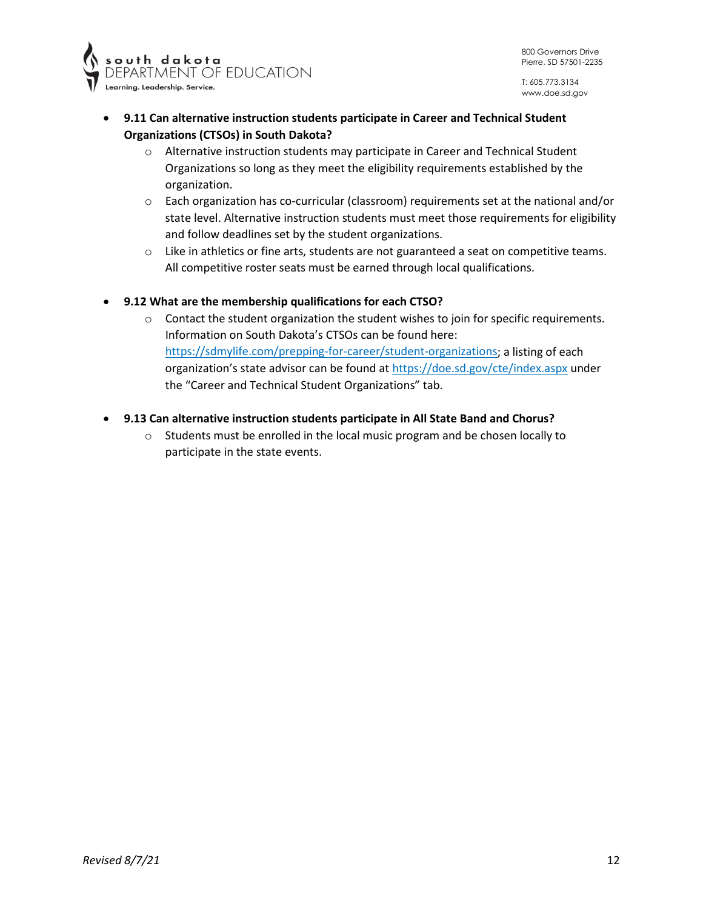- **9.11 Can alternative instruction students participate in Career and Technical Student Organizations (CTSOs) in South Dakota?**
    - Alternative instruction students may participate in Career and Technical Student Organizations so long as they meet the eligibility requirements established by the organization.
    - Each organization has co-curricular (classroom) requirements set at the national and/or state level. Alternative instruction students must meet those requirements for eligibility and follow deadlines set by the student organizations.
    - Like in athletics or fine arts, students are not guaranteed a seat on competitive teams. All competitive roster seats must be earned through local qualifications.

- **9.12 What are the membership qualifications for each CTSO?**
    - Contact the student organization the student wishes to join for specific requirements. Information on South Dakota's CTSOs can be found here: [https://sdmylife.com/prepping-for-career/student-organizations](https://sdmylife.com/prepping-for-career/student-organizations); a listing of each organization's state advisor can be found at [https://doe.sd.gov/cte/index.aspx](https://doe.sd.gov/cte/index.aspx) under the "Career and Technical Student Organizations" tab.

- **9.13 Can alternative instruction students participate in All State Band and Chorus?**
    - Students must be enrolled in the local music program and be chosen locally to participate in the state events.